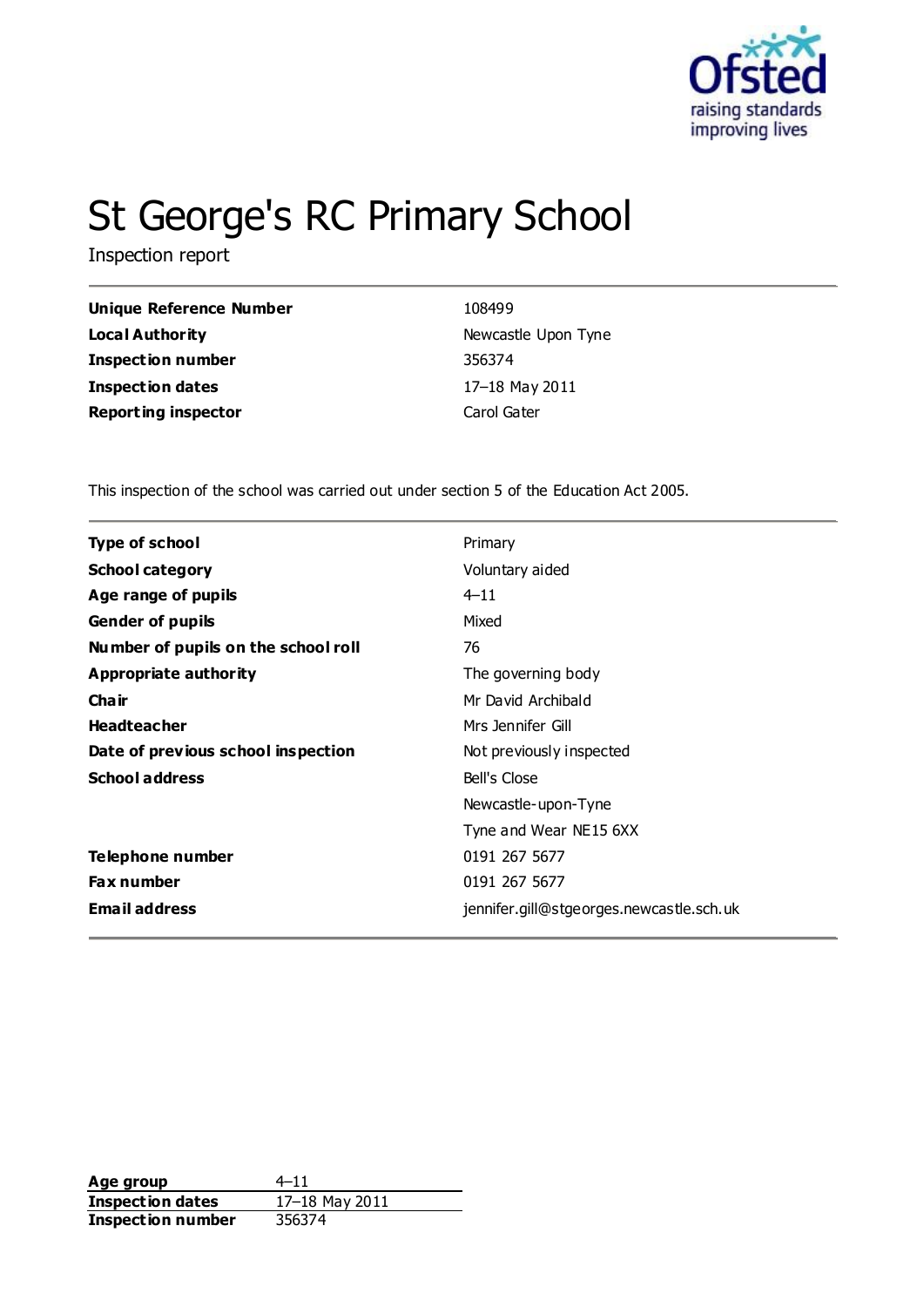# St George's RC Primary School

Inspection report

| | |
|---|---|
| **Unique Reference Number** | 108499 |
| **Local Authority** | Newcastle Upon Tyne |
| **Inspection number** | 356374 |
| **Inspection dates** | 17–18 May 2011 |
| **Reporting inspector** | Carol Gater |

This inspection of the school was carried out under section 5 of the Education Act 2005.

| | |
|---|---|
| **Type of school** | Primary |
| **School category** | Voluntary aided |
| **Age range of pupils** | 4–11 |
| **Gender of pupils** | Mixed |
| **Number of pupils on the school roll** | 76 |
| **Appropriate authority** | The governing body |
| **Chair** | Mr David Archibald |
| **Headteacher** | Mrs Jennifer Gill |
| **Date of previous school inspection** | Not previously inspected |
| **School address** | Bell's Close<br>Newcastle-upon-Tyne<br>Tyne and Wear NE15 6XX |
| **Telephone number** | 0191 267 5677 |
| **Fax number** | 0191 267 5677 |
| **Email address** | jennifer.gill@stgeorges.newcastle.sch.uk |

| | |
|---|---|
| **Age group** | 4–11 |
| **Inspection dates** | 17–18 May 2011 |
| **Inspection number** | 356374 |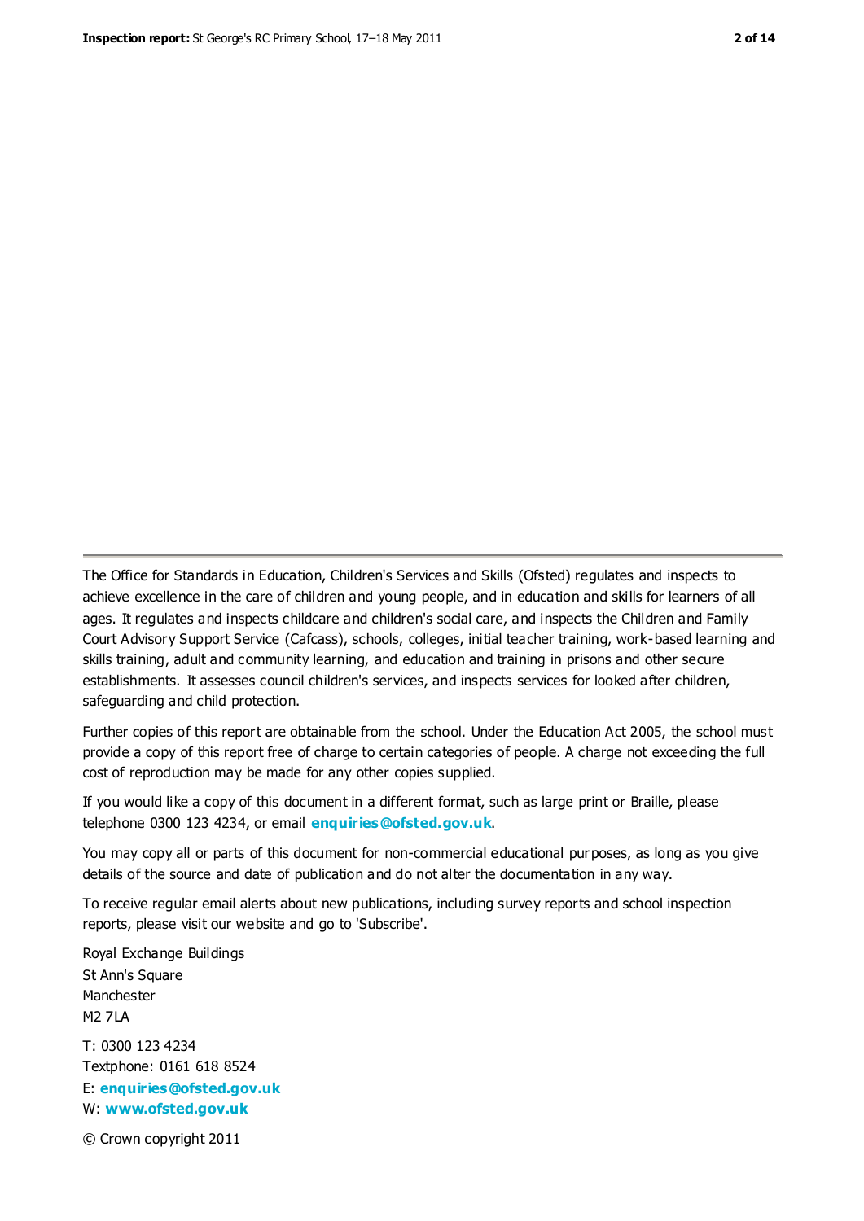The Office for Standards in Education, Children's Services and Skills (Ofsted) regulates and inspects to achieve excellence in the care of children and young people, and in education and skills for learners of all ages. It regulates and inspects childcare and children's social care, and inspects the Children and Family Court Advisory Support Service (Cafcass), schools, colleges, initial teacher training, work-based learning and skills training, adult and community learning, and education and training in prisons and other secure establishments. It assesses council children's services, and inspects services for looked after children, safeguarding and child protection.

Further copies of this report are obtainable from the school. Under the Education Act 2005, the school must provide a copy of this report free of charge to certain categories of people. A charge not exceeding the full cost of reproduction may be made for any other copies supplied.

If you would like a copy of this document in a different format, such as large print or Braille, please telephone 0300 123 4234, or email **enquiries@ofsted.gov.uk**.

You may copy all or parts of this document for non-commercial educational purposes, as long as you give details of the source and date of publication and do not alter the documentation in any way.

To receive regular email alerts about new publications, including survey reports and school inspection reports, please visit our website and go to 'Subscribe'.

Royal Exchange Buildings
St Ann's Square
Manchester
M2 7LA

T: 0300 123 4234
Textphone: 0161 618 8524
E: **enquiries@ofsted.gov.uk**
W: **www.ofsted.gov.uk**

© Crown copyright 2011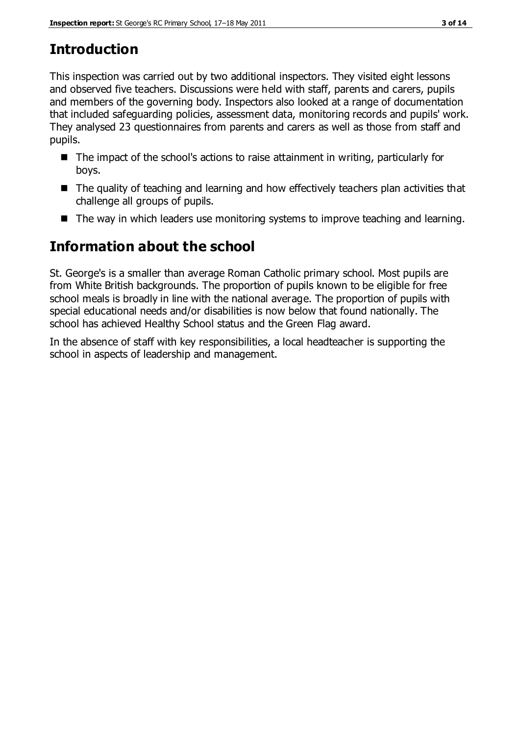## Introduction

This inspection was carried out by two additional inspectors. They visited eight lessons and observed five teachers. Discussions were held with staff, parents and carers, pupils and members of the governing body. Inspectors also looked at a range of documentation that included safeguarding policies, assessment data, monitoring records and pupils' work. They analysed 23 questionnaires from parents and carers as well as those from staff and pupils.

- The impact of the school's actions to raise attainment in writing, particularly for boys.
- The quality of teaching and learning and how effectively teachers plan activities that challenge all groups of pupils.
- The way in which leaders use monitoring systems to improve teaching and learning.

## Information about the school

St. George's is a smaller than average Roman Catholic primary school. Most pupils are from White British backgrounds. The proportion of pupils known to be eligible for free school meals is broadly in line with the national average. The proportion of pupils with special educational needs and/or disabilities is now below that found nationally. The school has achieved Healthy School status and the Green Flag award.

In the absence of staff with key responsibilities, a local headteacher is supporting the school in aspects of leadership and management.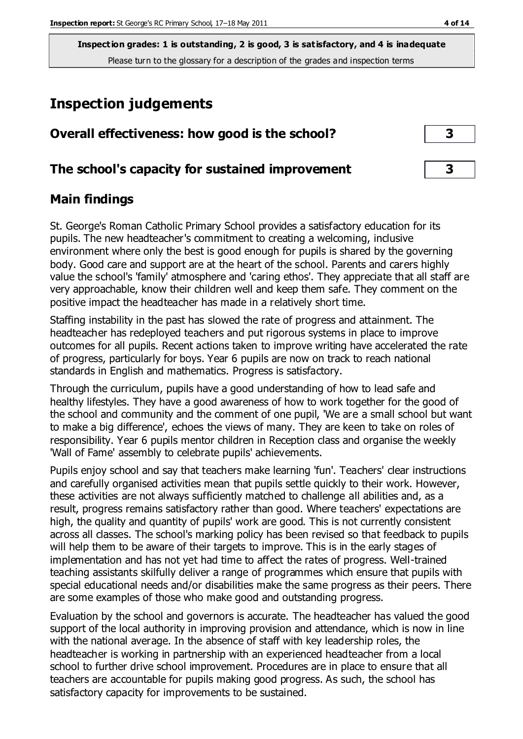**Inspection grades: 1 is outstanding, 2 is good, 3 is satisfactory, and 4 is inadequate**
Please turn to the glossary for a description of the grades and inspection terms

# Inspection judgements

| Overall effectiveness: how good is the school? | 3 |
|---|---|
| **The school's capacity for sustained improvement** | **3** |

## Main findings

St. George's Roman Catholic Primary School provides a satisfactory education for its pupils. The new headteacher's commitment to creating a welcoming, inclusive environment where only the best is good enough for pupils is shared by the governing body. Good care and support are at the heart of the school. Parents and carers highly value the school's 'family' atmosphere and 'caring ethos'. They appreciate that all staff are very approachable, know their children well and keep them safe. They comment on the positive impact the headteacher has made in a relatively short time.

Staffing instability in the past has slowed the rate of progress and attainment. The headteacher has redeployed teachers and put rigorous systems in place to improve outcomes for all pupils. Recent actions taken to improve writing have accelerated the rate of progress, particularly for boys. Year 6 pupils are now on track to reach national standards in English and mathematics. Progress is satisfactory.

Through the curriculum, pupils have a good understanding of how to lead safe and healthy lifestyles. They have a good awareness of how to work together for the good of the school and community and the comment of one pupil, 'We are a small school but want to make a big difference', echoes the views of many. They are keen to take on roles of responsibility. Year 6 pupils mentor children in Reception class and organise the weekly 'Wall of Fame' assembly to celebrate pupils' achievements.

Pupils enjoy school and say that teachers make learning 'fun'. Teachers' clear instructions and carefully organised activities mean that pupils settle quickly to their work. However, these activities are not always sufficiently matched to challenge all abilities and, as a result, progress remains satisfactory rather than good. Where teachers' expectations are high, the quality and quantity of pupils' work are good. This is not currently consistent across all classes. The school's marking policy has been revised so that feedback to pupils will help them to be aware of their targets to improve. This is in the early stages of implementation and has not yet had time to affect the rates of progress. Well-trained teaching assistants skilfully deliver a range of programmes which ensure that pupils with special educational needs and/or disabilities make the same progress as their peers. There are some examples of those who make good and outstanding progress.

Evaluation by the school and governors is accurate. The headteacher has valued the good support of the local authority in improving provision and attendance, which is now in line with the national average. In the absence of staff with key leadership roles, the headteacher is working in partnership with an experienced headteacher from a local school to further drive school improvement. Procedures are in place to ensure that all teachers are accountable for pupils making good progress. As such, the school has satisfactory capacity for improvements to be sustained.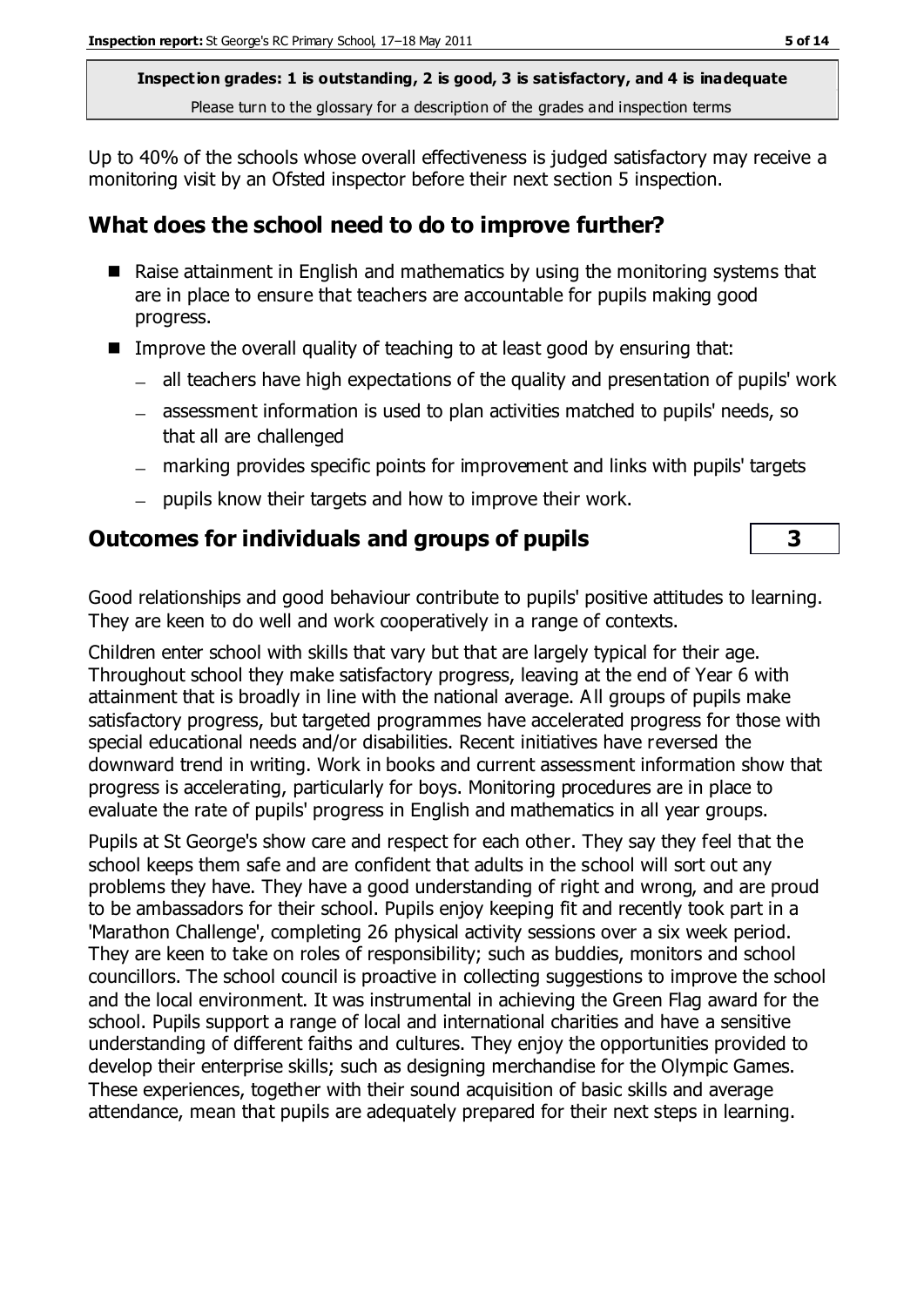**Inspection grades: 1 is outstanding, 2 is good, 3 is satisfactory, and 4 is inadequate**

Please turn to the glossary for a description of the grades and inspection terms

Up to 40% of the schools whose overall effectiveness is judged satisfactory may receive a monitoring visit by an Ofsted inspector before their next section 5 inspection.

## What does the school need to do to improve further?

- Raise attainment in English and mathematics by using the monitoring systems that are in place to ensure that teachers are accountable for pupils making good progress.
- Improve the overall quality of teaching to at least good by ensuring that:
  - all teachers have high expectations of the quality and presentation of pupils' work
  - assessment information is used to plan activities matched to pupils' needs, so that all are challenged
  - marking provides specific points for improvement and links with pupils' targets
  - pupils know their targets and how to improve their work.

## Outcomes for individuals and groups of pupils — 3

Good relationships and good behaviour contribute to pupils' positive attitudes to learning. They are keen to do well and work cooperatively in a range of contexts.

Children enter school with skills that vary but that are largely typical for their age. Throughout school they make satisfactory progress, leaving at the end of Year 6 with attainment that is broadly in line with the national average. All groups of pupils make satisfactory progress, but targeted programmes have accelerated progress for those with special educational needs and/or disabilities. Recent initiatives have reversed the downward trend in writing. Work in books and current assessment information show that progress is accelerating, particularly for boys. Monitoring procedures are in place to evaluate the rate of pupils' progress in English and mathematics in all year groups.

Pupils at St George's show care and respect for each other. They say they feel that the school keeps them safe and are confident that adults in the school will sort out any problems they have. They have a good understanding of right and wrong, and are proud to be ambassadors for their school. Pupils enjoy keeping fit and recently took part in a 'Marathon Challenge', completing 26 physical activity sessions over a six week period. They are keen to take on roles of responsibility; such as buddies, monitors and school councillors. The school council is proactive in collecting suggestions to improve the school and the local environment. It was instrumental in achieving the Green Flag award for the school. Pupils support a range of local and international charities and have a sensitive understanding of different faiths and cultures. They enjoy the opportunities provided to develop their enterprise skills; such as designing merchandise for the Olympic Games. These experiences, together with their sound acquisition of basic skills and average attendance, mean that pupils are adequately prepared for their next steps in learning.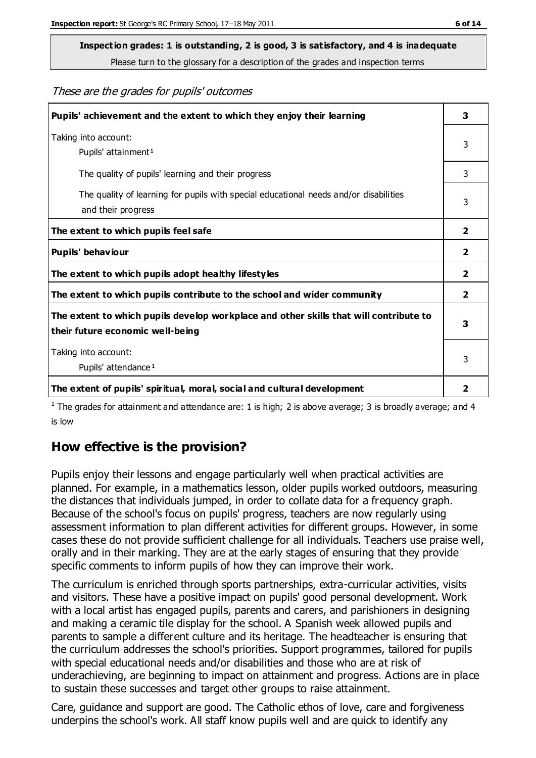**Inspection grades: 1 is outstanding, 2 is good, 3 is satisfactory, and 4 is inadequate**
Please turn to the glossary for a description of the grades and inspection terms

*These are the grades for pupils' outcomes*

| | |
|---|---|
| **Pupils' achievement and the extent to which they enjoy their learning** | **3** |
| Taking into account: Pupils' attainment[1] | 3 |
| The quality of pupils' learning and their progress | 3 |
| The quality of learning for pupils with special educational needs and/or disabilities and their progress | 3 |
| **The extent to which pupils feel safe** | **2** |
| **Pupils' behaviour** | **2** |
| **The extent to which pupils adopt healthy lifestyles** | **2** |
| **The extent to which pupils contribute to the school and wider community** | **2** |
| **The extent to which pupils develop workplace and other skills that will contribute to their future economic well-being** | **3** |
| Taking into account: Pupils' attendance[1] | 3 |
| **The extent of pupils' spiritual, moral, social and cultural development** | **2** |

[1] The grades for attainment and attendance are: 1 is high; 2 is above average; 3 is broadly average; and 4 is low

## How effective is the provision?

Pupils enjoy their lessons and engage particularly well when practical activities are planned. For example, in a mathematics lesson, older pupils worked outdoors, measuring the distances that individuals jumped, in order to collate data for a frequency graph. Because of the school's focus on pupils' progress, teachers are now regularly using assessment information to plan different activities for different groups. However, in some cases these do not provide sufficient challenge for all individuals. Teachers use praise well, orally and in their marking. They are at the early stages of ensuring that they provide specific comments to inform pupils of how they can improve their work.

The curriculum is enriched through sports partnerships, extra-curricular activities, visits and visitors. These have a positive impact on pupils' good personal development. Work with a local artist has engaged pupils, parents and carers, and parishioners in designing and making a ceramic tile display for the school. A Spanish week allowed pupils and parents to sample a different culture and its heritage. The headteacher is ensuring that the curriculum addresses the school's priorities. Support programmes, tailored for pupils with special educational needs and/or disabilities and those who are at risk of underachieving, are beginning to impact on attainment and progress. Actions are in place to sustain these successes and target other groups to raise attainment.

Care, guidance and support are good. The Catholic ethos of love, care and forgiveness underpins the school's work. All staff know pupils well and are quick to identify any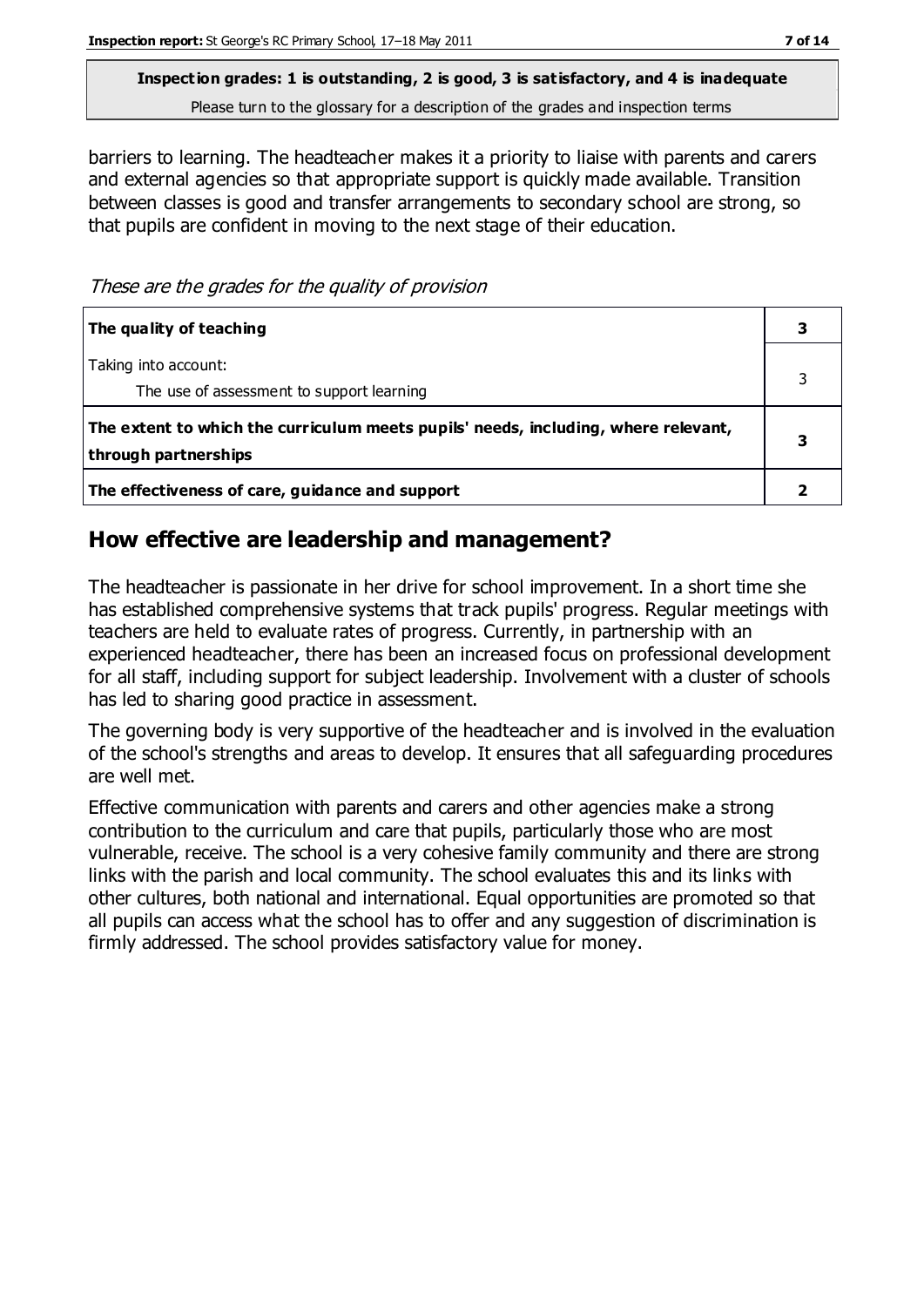**Inspection grades: 1 is outstanding, 2 is good, 3 is satisfactory, and 4 is inadequate**
Please turn to the glossary for a description of the grades and inspection terms

barriers to learning. The headteacher makes it a priority to liaise with parents and carers and external agencies so that appropriate support is quickly made available. Transition between classes is good and transfer arrangements to secondary school are strong, so that pupils are confident in moving to the next stage of their education.

*These are the grades for the quality of provision*

| | |
|---|---|
| **The quality of teaching** | **3** |
| Taking into account:<br>The use of assessment to support learning | 3 |
| **The extent to which the curriculum meets pupils' needs, including, where relevant, through partnerships** | **3** |
| **The effectiveness of care, guidance and support** | **2** |

## How effective are leadership and management?

The headteacher is passionate in her drive for school improvement. In a short time she has established comprehensive systems that track pupils' progress. Regular meetings with teachers are held to evaluate rates of progress. Currently, in partnership with an experienced headteacher, there has been an increased focus on professional development for all staff, including support for subject leadership. Involvement with a cluster of schools has led to sharing good practice in assessment.

The governing body is very supportive of the headteacher and is involved in the evaluation of the school's strengths and areas to develop. It ensures that all safeguarding procedures are well met.

Effective communication with parents and carers and other agencies make a strong contribution to the curriculum and care that pupils, particularly those who are most vulnerable, receive. The school is a very cohesive family community and there are strong links with the parish and local community. The school evaluates this and its links with other cultures, both national and international. Equal opportunities are promoted so that all pupils can access what the school has to offer and any suggestion of discrimination is firmly addressed. The school provides satisfactory value for money.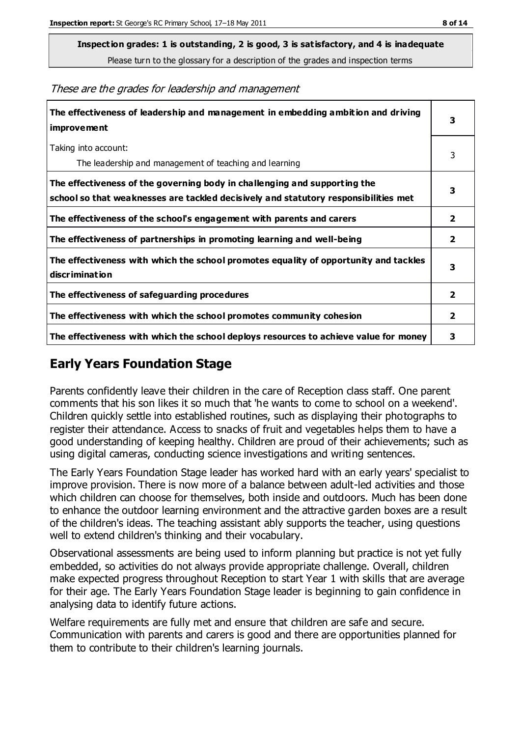**Inspection grades: 1 is outstanding, 2 is good, 3 is satisfactory, and 4 is inadequate**
Please turn to the glossary for a description of the grades and inspection terms

*These are the grades for leadership and management*

| | |
|---|---|
| **The effectiveness of leadership and management in embedding ambition and driving improvement** | **3** |
| Taking into account: The leadership and management of teaching and learning | 3 |
| **The effectiveness of the governing body in challenging and supporting the school so that weaknesses are tackled decisively and statutory responsibilities met** | **3** |
| **The effectiveness of the school's engagement with parents and carers** | **2** |
| **The effectiveness of partnerships in promoting learning and well-being** | **2** |
| **The effectiveness with which the school promotes equality of opportunity and tackles discrimination** | **3** |
| **The effectiveness of safeguarding procedures** | **2** |
| **The effectiveness with which the school promotes community cohesion** | **2** |
| **The effectiveness with which the school deploys resources to achieve value for money** | **3** |

## Early Years Foundation Stage

Parents confidently leave their children in the care of Reception class staff. One parent comments that his son likes it so much that 'he wants to come to school on a weekend'. Children quickly settle into established routines, such as displaying their photographs to register their attendance. Access to snacks of fruit and vegetables helps them to have a good understanding of keeping healthy. Children are proud of their achievements; such as using digital cameras, conducting science investigations and writing sentences.

The Early Years Foundation Stage leader has worked hard with an early years' specialist to improve provision. There is now more of a balance between adult-led activities and those which children can choose for themselves, both inside and outdoors. Much has been done to enhance the outdoor learning environment and the attractive garden boxes are a result of the children's ideas. The teaching assistant ably supports the teacher, using questions well to extend children's thinking and their vocabulary.

Observational assessments are being used to inform planning but practice is not yet fully embedded, so activities do not always provide appropriate challenge. Overall, children make expected progress throughout Reception to start Year 1 with skills that are average for their age. The Early Years Foundation Stage leader is beginning to gain confidence in analysing data to identify future actions.

Welfare requirements are fully met and ensure that children are safe and secure. Communication with parents and carers is good and there are opportunities planned for them to contribute to their children's learning journals.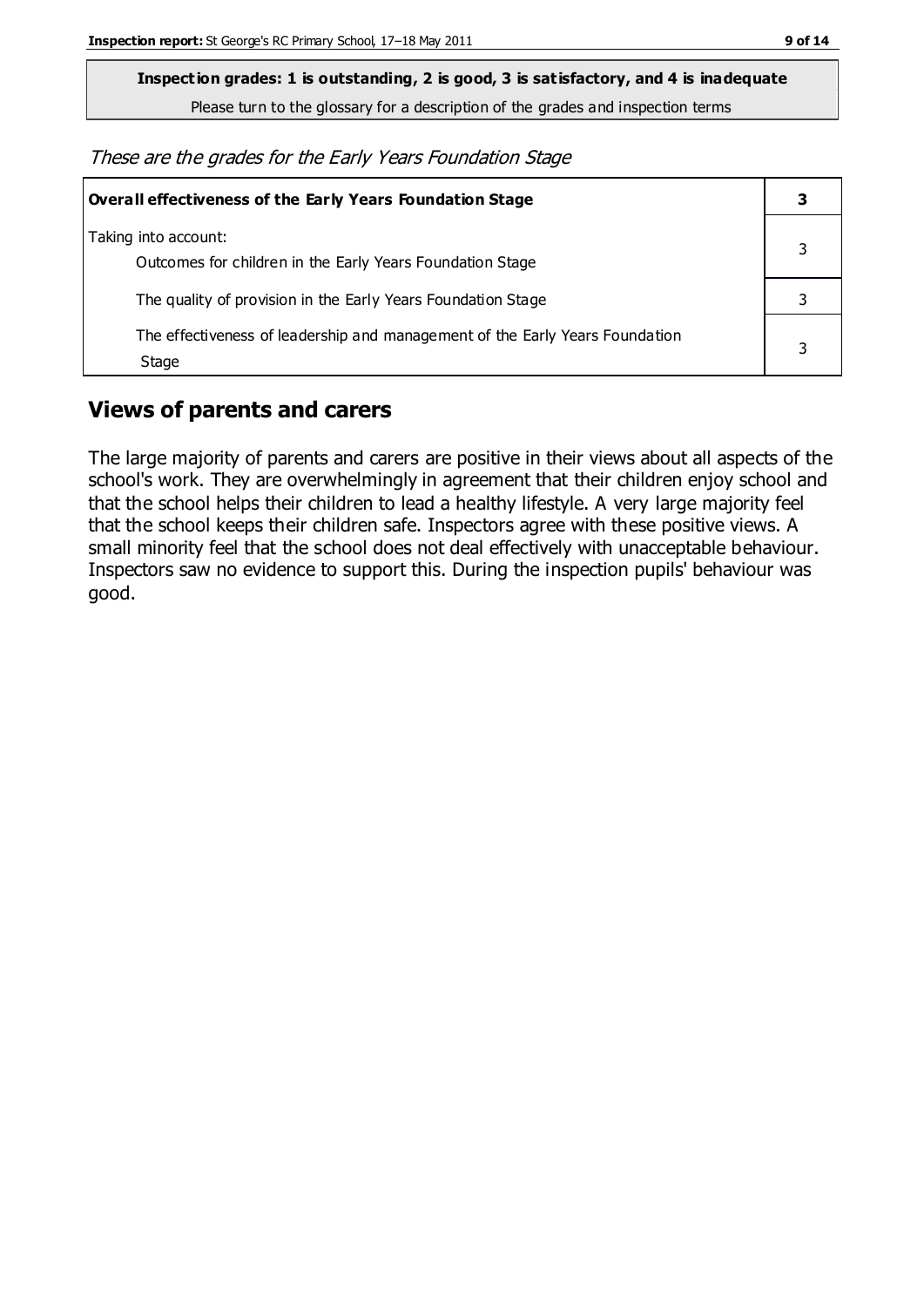**Inspection grades: 1 is outstanding, 2 is good, 3 is satisfactory, and 4 is inadequate**

Please turn to the glossary for a description of the grades and inspection terms

*These are the grades for the Early Years Foundation Stage*

| **Overall effectiveness of the Early Years Foundation Stage** | **3** |
|---|---|
| Taking into account:<br>Outcomes for children in the Early Years Foundation Stage | 3 |
| The quality of provision in the Early Years Foundation Stage | 3 |
| The effectiveness of leadership and management of the Early Years Foundation Stage | 3 |

## Views of parents and carers

The large majority of parents and carers are positive in their views about all aspects of the school's work. They are overwhelmingly in agreement that their children enjoy school and that the school helps their children to lead a healthy lifestyle. A very large majority feel that the school keeps their children safe. Inspectors agree with these positive views. A small minority feel that the school does not deal effectively with unacceptable behaviour. Inspectors saw no evidence to support this. During the inspection pupils' behaviour was good.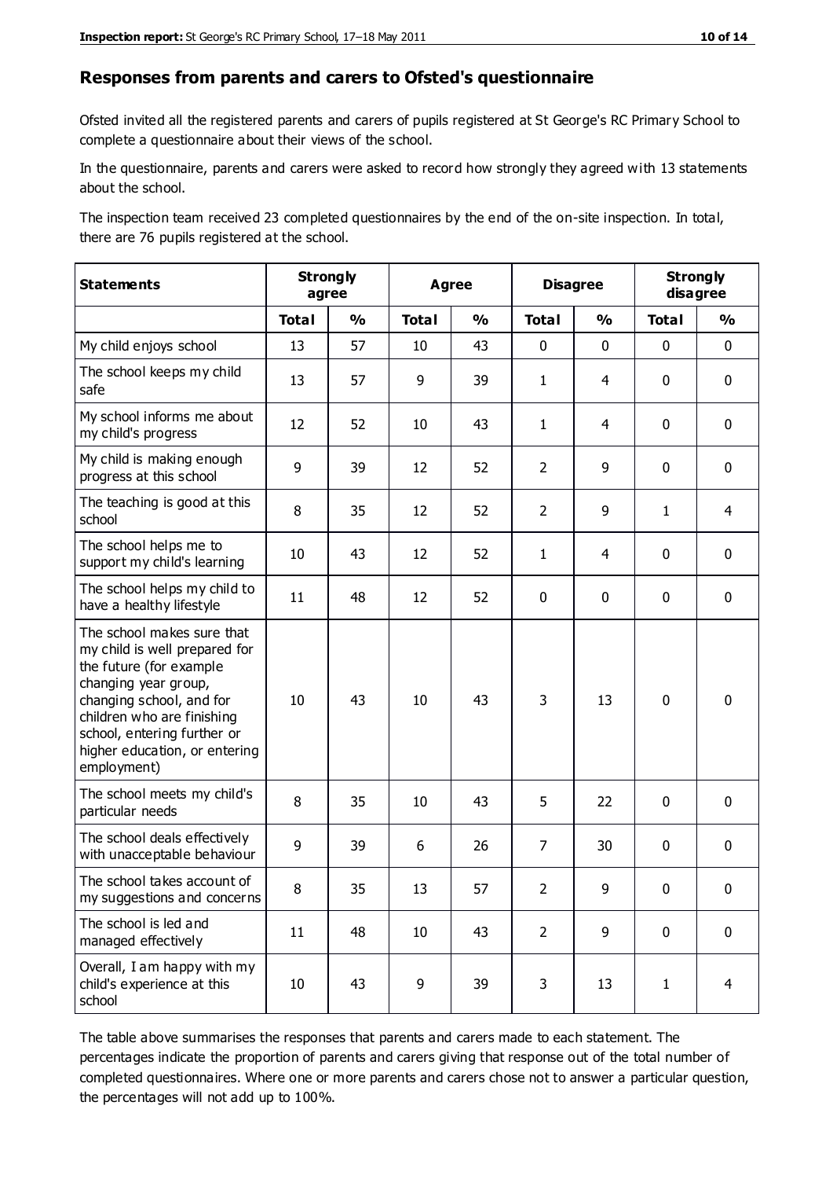## Responses from parents and carers to Ofsted's questionnaire

Ofsted invited all the registered parents and carers of pupils registered at St George's RC Primary School to complete a questionnaire about their views of the school.

In the questionnaire, parents and carers were asked to record how strongly they agreed with 13 statements about the school.

The inspection team received 23 completed questionnaires by the end of the on-site inspection. In total, there are 76 pupils registered at the school.

| Statements | Strongly agree | | Agree | | Disagree | | Strongly disagree | |
|---|---|---|---|---|---|---|---|---|
| | Total | % | Total | % | Total | % | Total | % |
| My child enjoys school | 13 | 57 | 10 | 43 | 0 | 0 | 0 | 0 |
| The school keeps my child safe | 13 | 57 | 9 | 39 | 1 | 4 | 0 | 0 |
| My school informs me about my child's progress | 12 | 52 | 10 | 43 | 1 | 4 | 0 | 0 |
| My child is making enough progress at this school | 9 | 39 | 12 | 52 | 2 | 9 | 0 | 0 |
| The teaching is good at this school | 8 | 35 | 12 | 52 | 2 | 9 | 1 | 4 |
| The school helps me to support my child's learning | 10 | 43 | 12 | 52 | 1 | 4 | 0 | 0 |
| The school helps my child to have a healthy lifestyle | 11 | 48 | 12 | 52 | 0 | 0 | 0 | 0 |
| The school makes sure that my child is well prepared for the future (for example changing year group, changing school, and for children who are finishing school, entering further or higher education, or entering employment) | 10 | 43 | 10 | 43 | 3 | 13 | 0 | 0 |
| The school meets my child's particular needs | 8 | 35 | 10 | 43 | 5 | 22 | 0 | 0 |
| The school deals effectively with unacceptable behaviour | 9 | 39 | 6 | 26 | 7 | 30 | 0 | 0 |
| The school takes account of my suggestions and concerns | 8 | 35 | 13 | 57 | 2 | 9 | 0 | 0 |
| The school is led and managed effectively | 11 | 48 | 10 | 43 | 2 | 9 | 0 | 0 |
| Overall, I am happy with my child's experience at this school | 10 | 43 | 9 | 39 | 3 | 13 | 1 | 4 |

The table above summarises the responses that parents and carers made to each statement. The percentages indicate the proportion of parents and carers giving that response out of the total number of completed questionnaires. Where one or more parents and carers chose not to answer a particular question, the percentages will not add up to 100%.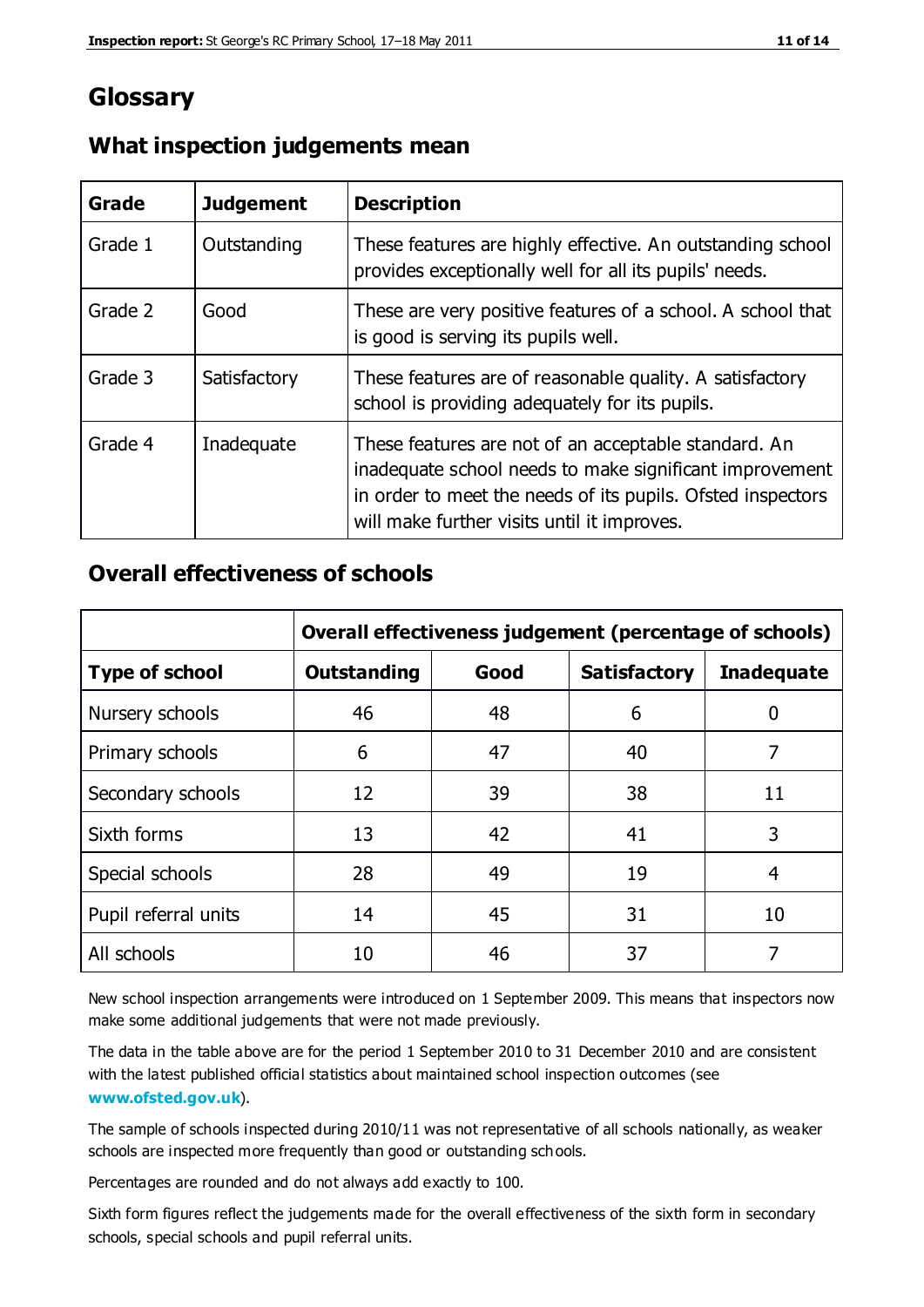# Glossary

## What inspection judgements mean

| Grade | Judgement | Description |
|---|---|---|
| Grade 1 | Outstanding | These features are highly effective. An outstanding school provides exceptionally well for all its pupils' needs. |
| Grade 2 | Good | These are very positive features of a school. A school that is good is serving its pupils well. |
| Grade 3 | Satisfactory | These features are of reasonable quality. A satisfactory school is providing adequately for its pupils. |
| Grade 4 | Inadequate | These features are not of an acceptable standard. An inadequate school needs to make significant improvement in order to meet the needs of its pupils. Ofsted inspectors will make further visits until it improves. |

## Overall effectiveness of schools

| | Overall effectiveness judgement (percentage of schools) | | | |
|---|---|---|---|---|
| **Type of school** | **Outstanding** | **Good** | **Satisfactory** | **Inadequate** |
| Nursery schools | 46 | 48 | 6 | 0 |
| Primary schools | 6 | 47 | 40 | 7 |
| Secondary schools | 12 | 39 | 38 | 11 |
| Sixth forms | 13 | 42 | 41 | 3 |
| Special schools | 28 | 49 | 19 | 4 |
| Pupil referral units | 14 | 45 | 31 | 10 |
| All schools | 10 | 46 | 37 | 7 |

New school inspection arrangements were introduced on 1 September 2009. This means that inspectors now make some additional judgements that were not made previously.

The data in the table above are for the period 1 September 2010 to 31 December 2010 and are consistent with the latest published official statistics about maintained school inspection outcomes (see **www.ofsted.gov.uk**).

The sample of schools inspected during 2010/11 was not representative of all schools nationally, as weaker schools are inspected more frequently than good or outstanding schools.

Percentages are rounded and do not always add exactly to 100.

Sixth form figures reflect the judgements made for the overall effectiveness of the sixth form in secondary schools, special schools and pupil referral units.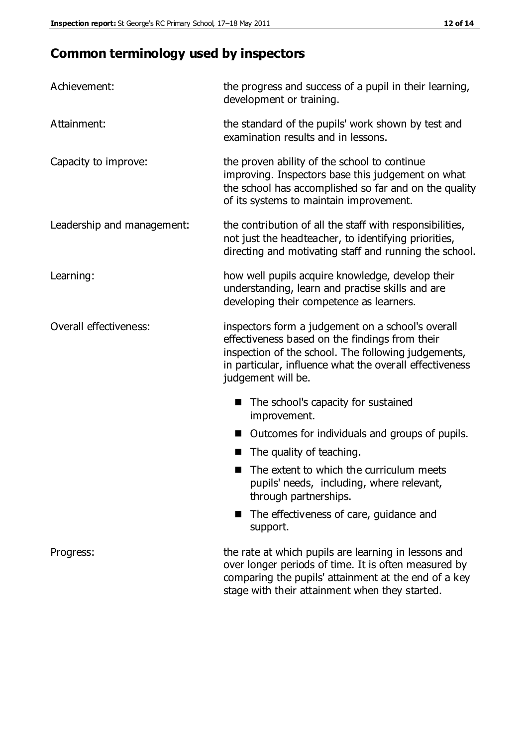## Common terminology used by inspectors

| | |
|---|---|
| Achievement: | the progress and success of a pupil in their learning, development or training. |
| Attainment: | the standard of the pupils' work shown by test and examination results and in lessons. |
| Capacity to improve: | the proven ability of the school to continue improving. Inspectors base this judgement on what the school has accomplished so far and on the quality of its systems to maintain improvement. |
| Leadership and management: | the contribution of all the staff with responsibilities, not just the headteacher, to identifying priorities, directing and motivating staff and running the school. |
| Learning: | how well pupils acquire knowledge, develop their understanding, learn and practise skills and are developing their competence as learners. |
| Overall effectiveness: | inspectors form a judgement on a school's overall effectiveness based on the findings from their inspection of the school. The following judgements, in particular, influence what the overall effectiveness judgement will be. <br>■ The school's capacity for sustained improvement. <br>■ Outcomes for individuals and groups of pupils. <br>■ The quality of teaching. <br>■ The extent to which the curriculum meets pupils' needs, including, where relevant, through partnerships. <br>■ The effectiveness of care, guidance and support. |
| Progress: | the rate at which pupils are learning in lessons and over longer periods of time. It is often measured by comparing the pupils' attainment at the end of a key stage with their attainment when they started. |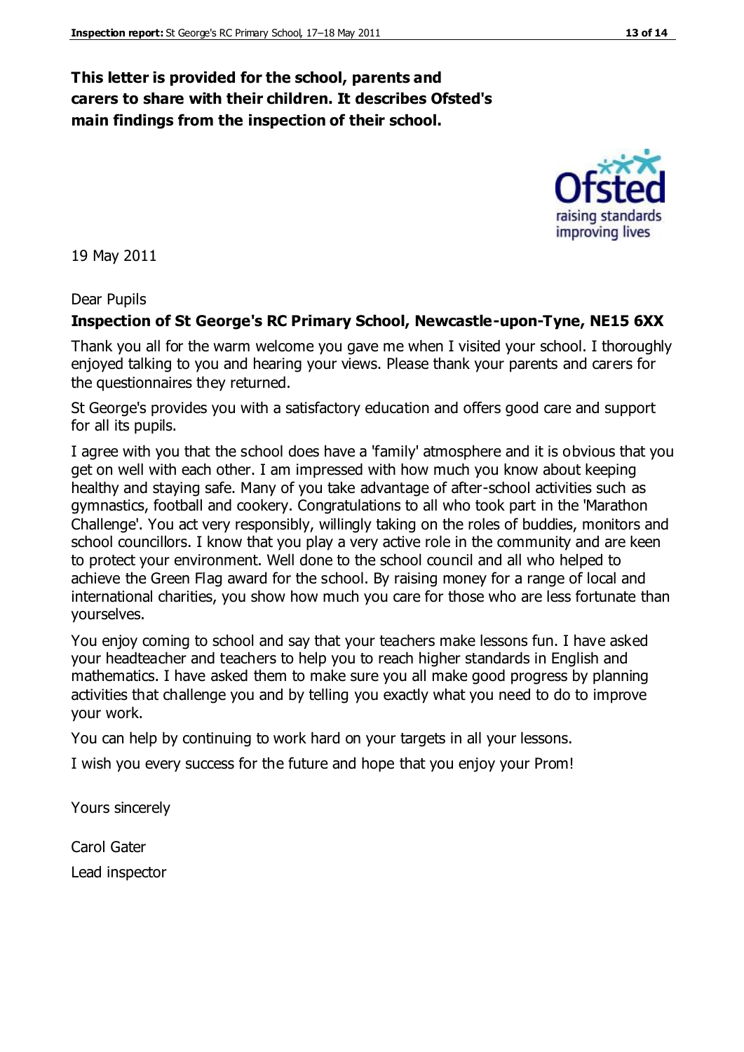**This letter is provided for the school, parents and carers to share with their children. It describes Ofsted's main findings from the inspection of their school.**

19 May 2011

Dear Pupils

**Inspection of St George's RC Primary School, Newcastle-upon-Tyne, NE15 6XX**

Thank you all for the warm welcome you gave me when I visited your school. I thoroughly enjoyed talking to you and hearing your views. Please thank your parents and carers for the questionnaires they returned.

St George's provides you with a satisfactory education and offers good care and support for all its pupils.

I agree with you that the school does have a 'family' atmosphere and it is obvious that you get on well with each other. I am impressed with how much you know about keeping healthy and staying safe. Many of you take advantage of after-school activities such as gymnastics, football and cookery. Congratulations to all who took part in the 'Marathon Challenge'. You act very responsibly, willingly taking on the roles of buddies, monitors and school councillors. I know that you play a very active role in the community and are keen to protect your environment. Well done to the school council and all who helped to achieve the Green Flag award for the school. By raising money for a range of local and international charities, you show how much you care for those who are less fortunate than yourselves.

You enjoy coming to school and say that your teachers make lessons fun. I have asked your headteacher and teachers to help you to reach higher standards in English and mathematics. I have asked them to make sure you all make good progress by planning activities that challenge you and by telling you exactly what you need to do to improve your work.

You can help by continuing to work hard on your targets in all your lessons.

I wish you every success for the future and hope that you enjoy your Prom!

Yours sincerely

Carol Gater

Lead inspector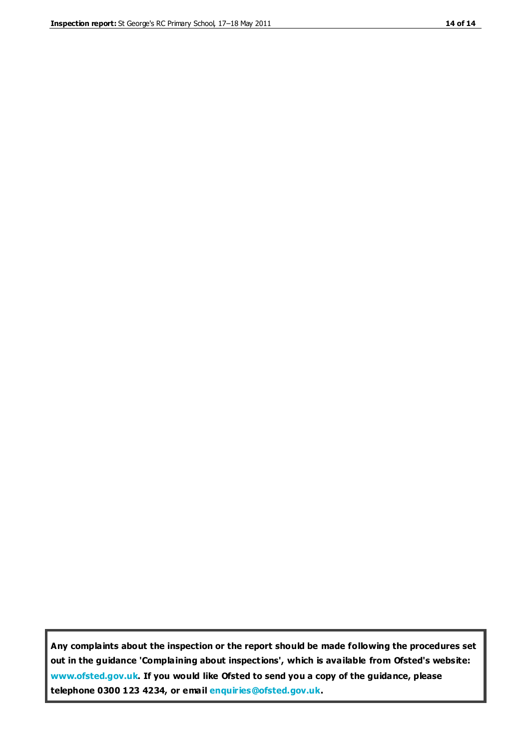**Any complaints about the inspection or the report should be made following the procedures set out in the guidance 'Complaining about inspections', which is available from Ofsted's website: www.ofsted.gov.uk. If you would like Ofsted to send you a copy of the guidance, please telephone 0300 123 4234, or email enquiries@ofsted.gov.uk.**